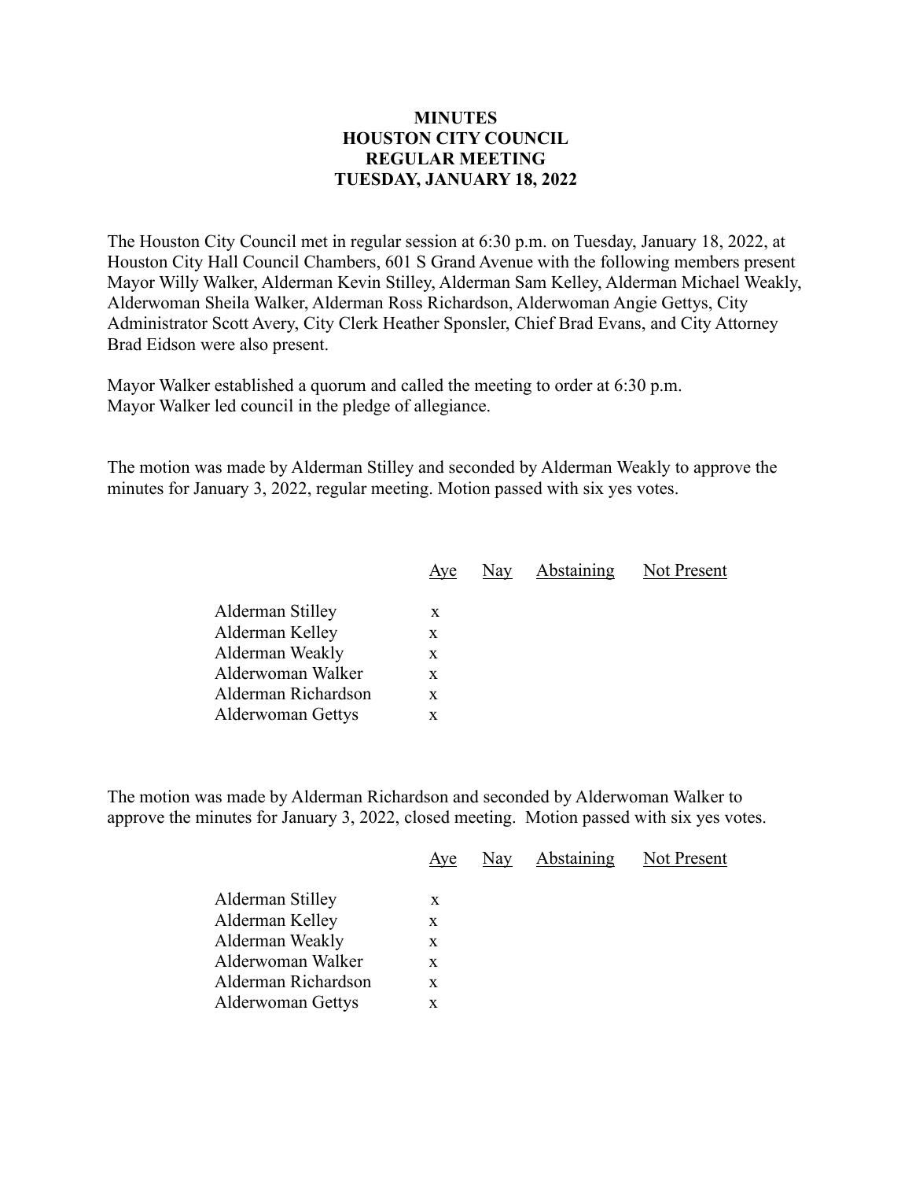# MINUTES
# HOUSTON CITY COUNCIL
# REGULAR MEETING
# TUESDAY, JANUARY 18, 2022

The Houston City Council met in regular session at 6:30 p.m. on Tuesday, January 18, 2022, at Houston City Hall Council Chambers, 601 S Grand Avenue with the following members present Mayor Willy Walker, Alderman Kevin Stilley, Alderman Sam Kelley, Alderman Michael Weakly, Alderwoman Sheila Walker, Alderman Ross Richardson, Alderwoman Angie Gettys, City Administrator Scott Avery, City Clerk Heather Sponsler, Chief Brad Evans, and City Attorney Brad Eidson were also present.

Mayor Walker established a quorum and called the meeting to order at 6:30 p.m.
Mayor Walker led council in the pledge of allegiance.

The motion was made by Alderman Stilley and seconded by Alderman Weakly to approve the minutes for January 3, 2022, regular meeting. Motion passed with six yes votes.

| | Aye | Nay | Abstaining | Not Present |
|---|---|---|---|---|
| Alderman Stilley | x | | | |
| Alderman Kelley | x | | | |
| Alderman Weakly | x | | | |
| Alderwoman Walker | x | | | |
| Alderman Richardson | x | | | |
| Alderwoman Gettys | x | | | |

The motion was made by Alderman Richardson and seconded by Alderwoman Walker to approve the minutes for January 3, 2022, closed meeting. Motion passed with six yes votes.

| | Aye | Nay | Abstaining | Not Present |
|---|---|---|---|---|
| Alderman Stilley | x | | | |
| Alderman Kelley | x | | | |
| Alderman Weakly | x | | | |
| Alderwoman Walker | x | | | |
| Alderman Richardson | x | | | |
| Alderwoman Gettys | x | | | |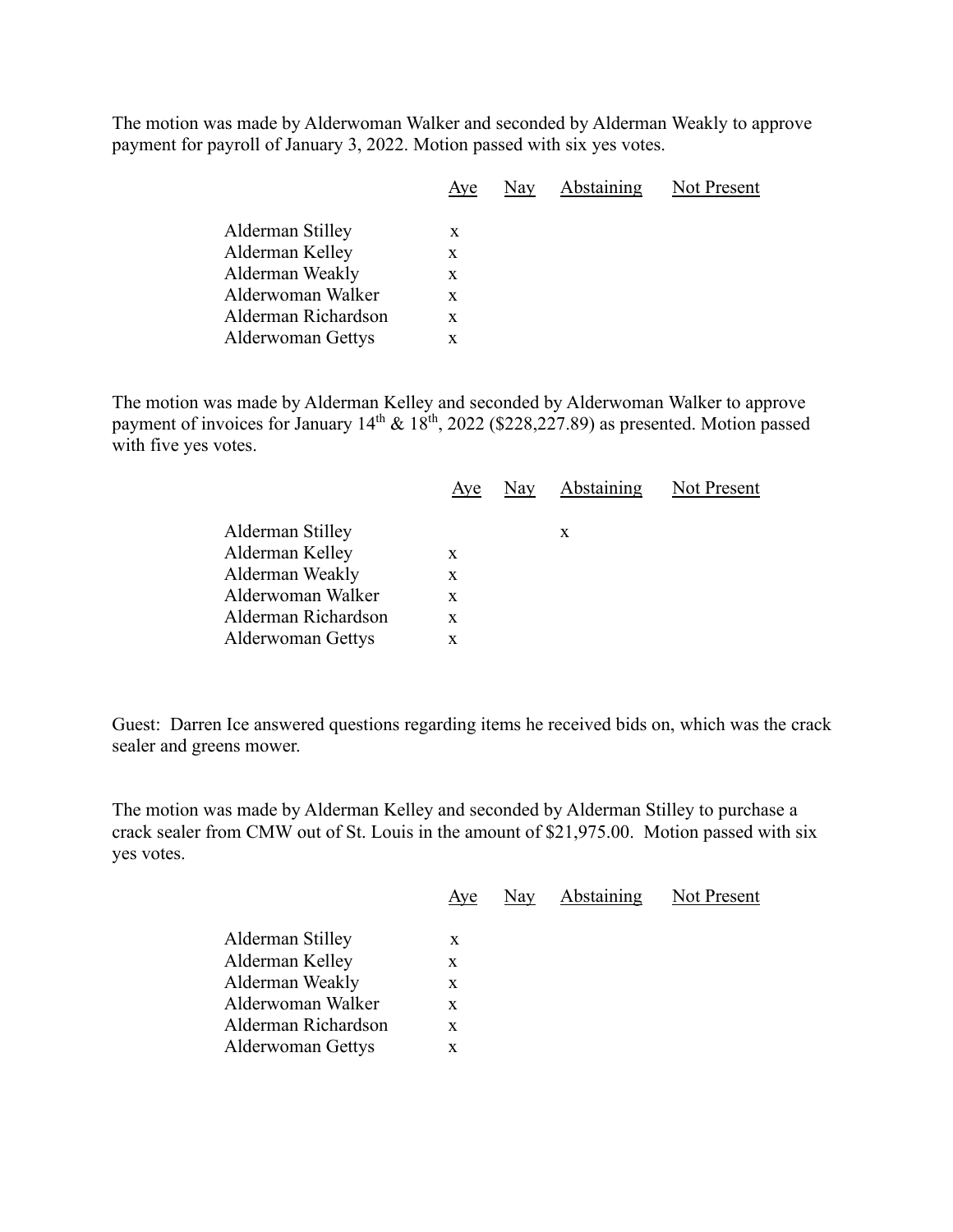The motion was made by Alderwoman Walker and seconded by Alderman Weakly to approve payment for payroll of January 3, 2022. Motion passed with six yes votes.

| | Aye | Nay | Abstaining | Not Present |
|---|---|---|---|---|
| Alderman Stilley | x | | | |
| Alderman Kelley | x | | | |
| Alderman Weakly | x | | | |
| Alderwoman Walker | x | | | |
| Alderman Richardson | x | | | |
| Alderwoman Gettys | x | | | |

The motion was made by Alderman Kelley and seconded by Alderwoman Walker to approve payment of invoices for January 14th & 18th, 2022 ($228,227.89) as presented. Motion passed with five yes votes.

| | Aye | Nay | Abstaining | Not Present |
|---|---|---|---|---|
| Alderman Stilley | | | x | |
| Alderman Kelley | x | | | |
| Alderman Weakly | x | | | |
| Alderwoman Walker | x | | | |
| Alderman Richardson | x | | | |
| Alderwoman Gettys | x | | | |

Guest: Darren Ice answered questions regarding items he received bids on, which was the crack sealer and greens mower.

The motion was made by Alderman Kelley and seconded by Alderman Stilley to purchase a crack sealer from CMW out of St. Louis in the amount of $21,975.00. Motion passed with six yes votes.

| | Aye | Nay | Abstaining | Not Present |
|---|---|---|---|---|
| Alderman Stilley | x | | | |
| Alderman Kelley | x | | | |
| Alderman Weakly | x | | | |
| Alderwoman Walker | x | | | |
| Alderman Richardson | x | | | |
| Alderwoman Gettys | x | | | |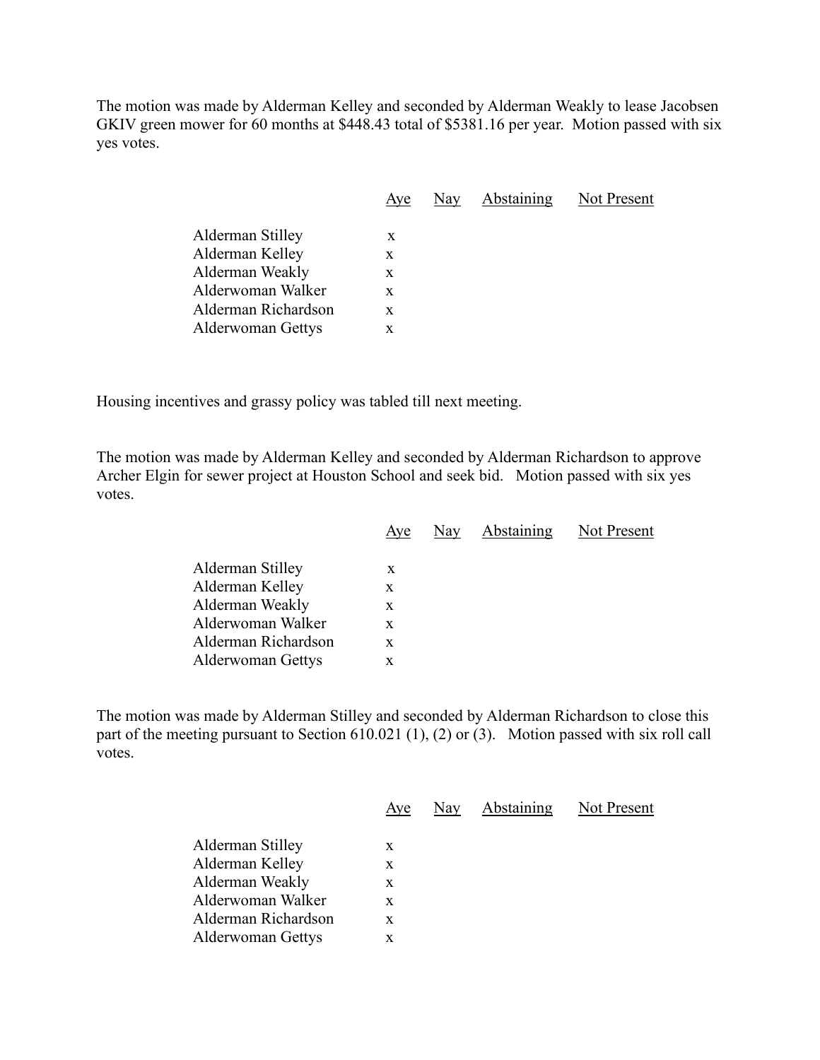The motion was made by Alderman Kelley and seconded by Alderman Weakly to lease Jacobsen GKIV green mower for 60 months at $448.43 total of $5381.16 per year. Motion passed with six yes votes.

| | Aye | Nay | Abstaining | Not Present |
|---|---|---|---|---|
| Alderman Stilley | x | | | |
| Alderman Kelley | x | | | |
| Alderman Weakly | x | | | |
| Alderwoman Walker | x | | | |
| Alderman Richardson | x | | | |
| Alderwoman Gettys | x | | | |

Housing incentives and grassy policy was tabled till next meeting.

The motion was made by Alderman Kelley and seconded by Alderman Richardson to approve Archer Elgin for sewer project at Houston School and seek bid. Motion passed with six yes votes.

| | Aye | Nay | Abstaining | Not Present |
|---|---|---|---|---|
| Alderman Stilley | x | | | |
| Alderman Kelley | x | | | |
| Alderman Weakly | x | | | |
| Alderwoman Walker | x | | | |
| Alderman Richardson | x | | | |
| Alderwoman Gettys | x | | | |

The motion was made by Alderman Stilley and seconded by Alderman Richardson to close this part of the meeting pursuant to Section 610.021 (1), (2) or (3). Motion passed with six roll call votes.

| | Aye | Nay | Abstaining | Not Present |
|---|---|---|---|---|
| Alderman Stilley | x | | | |
| Alderman Kelley | x | | | |
| Alderman Weakly | x | | | |
| Alderwoman Walker | x | | | |
| Alderman Richardson | x | | | |
| Alderwoman Gettys | x | | | |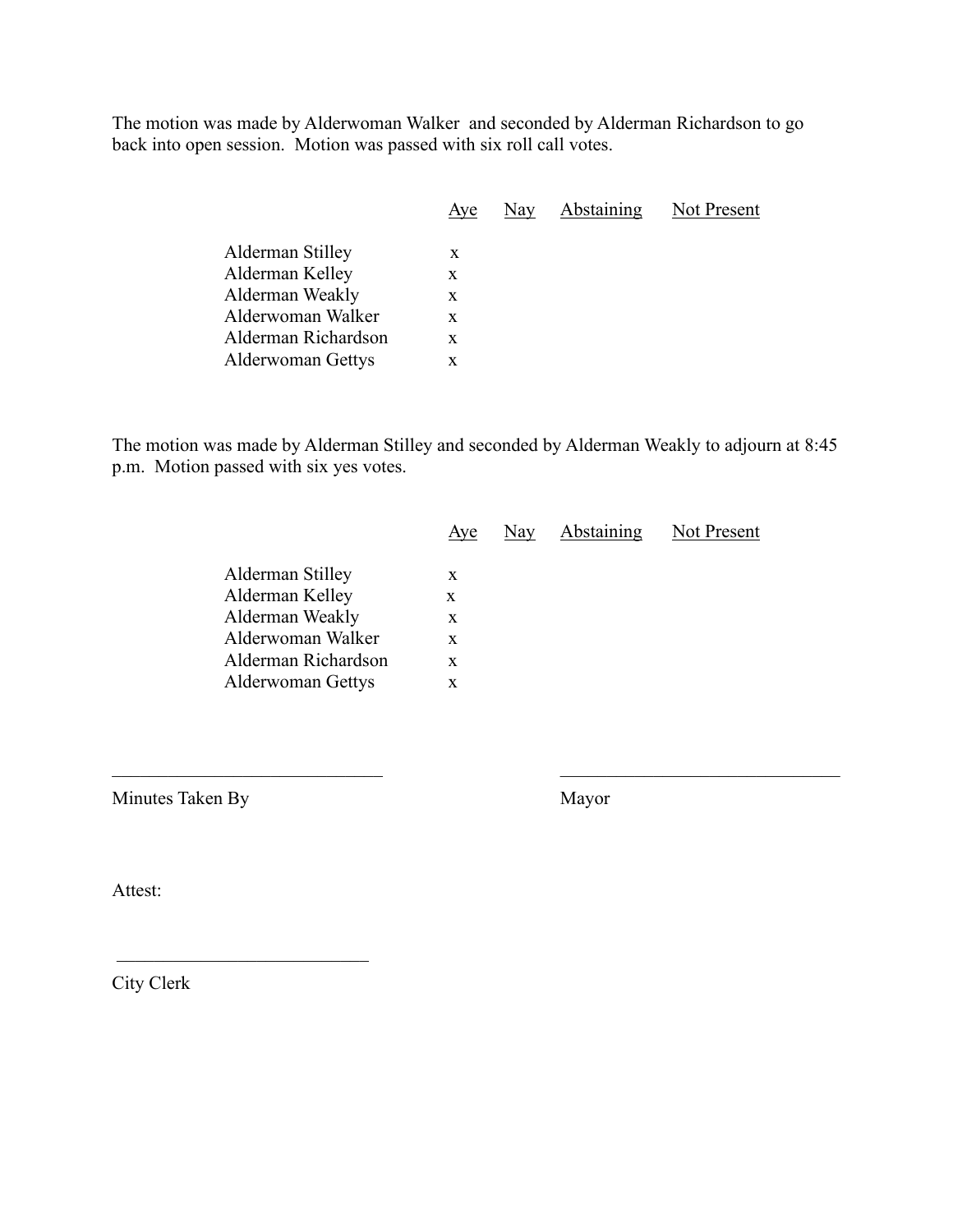The motion was made by Alderwoman Walker and seconded by Alderman Richardson to go back into open session. Motion was passed with six roll call votes.

| | Aye | Nay | Abstaining | Not Present |
|---|---|---|---|---|
| Alderman Stilley | x | | | |
| Alderman Kelley | x | | | |
| Alderman Weakly | x | | | |
| Alderwoman Walker | x | | | |
| Alderman Richardson | x | | | |
| Alderwoman Gettys | x | | | |

The motion was made by Alderman Stilley and seconded by Alderman Weakly to adjourn at 8:45 p.m. Motion passed with six yes votes.

| | Aye | Nay | Abstaining | Not Present |
|---|---|---|---|---|
| Alderman Stilley | x | | | |
| Alderman Kelley | x | | | |
| Alderman Weakly | x | | | |
| Alderwoman Walker | x | | | |
| Alderman Richardson | x | | | |
| Alderwoman Gettys | x | | | |

______________________________ ______________________________

Minutes Taken By Mayor

Attest:

______________________________

City Clerk